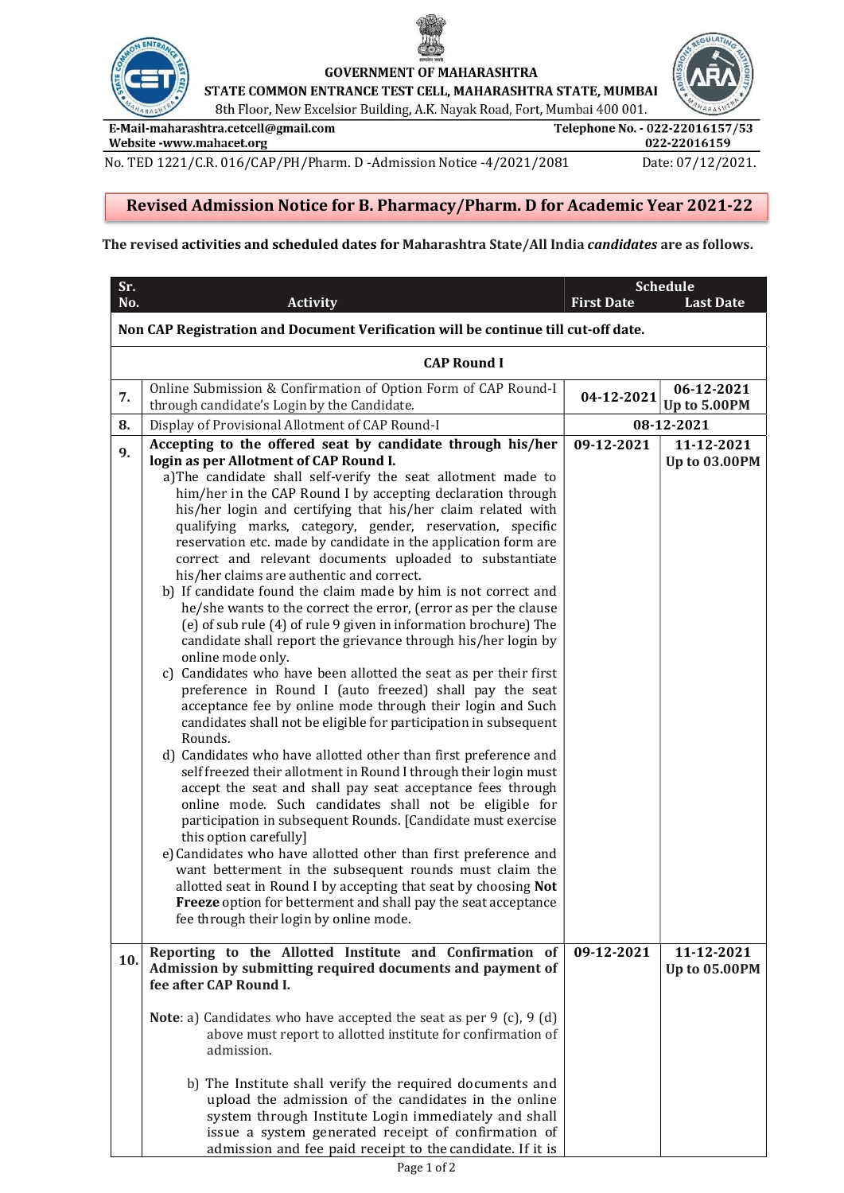GOVERNMENT OF MAHARASHTRA

STATE COMMON ENTRANCE TEST CELL, MAHARASHTRA STATE, MUMBAI

8th Floor, New Excelsior Building, A.K. Nayak Road, Fort, Mumbai 400 001.

E-Mail-maharashtra.cetcell@gmail.com

Website -www.mahacet.org

Telephone No. - 022-22016157/53

022-22016159

No. TED 1221/C.R. 016/CAP/PH/Pharm. D -Admission Notice -4/2021/2081

Date: 07/12/2021.

## Revised Admission Notice for B. Pharmacy/Pharm. D for Academic Year 2021-22

**The revised activities and scheduled dates for Maharashtra State/All India *candidates* are as follows.**

| Sr. No. | Activity | Schedule First Date | Schedule Last Date |
|---|---|---|---|
| **Non CAP Registration and Document Verification will be continue till cut-off date.** | | | |
| **CAP Round I** | | | |
| 7. | Online Submission & Confirmation of Option Form of CAP Round-I through candidate's Login by the Candidate. | **04-12-2021** | **06-12-2021 Up to 5.00PM** |
| 8. | Display of Provisional Allotment of CAP Round-I | **08-12-2021** | |
| 9. | **Accepting to the offered seat by candidate through his/her login as per Allotment of CAP Round I.**<br>a)The candidate shall self-verify the seat allotment made to him/her in the CAP Round I by accepting declaration through his/her login and certifying that his/her claim related with qualifying marks, category, gender, reservation, specific reservation etc. made by candidate in the application form are correct and relevant documents uploaded to substantiate his/her claims are authentic and correct.<br>b) If candidate found the claim made by him is not correct and he/she wants to the correct the error, (error as per the clause (e) of sub rule (4) of rule 9 given in information brochure) The candidate shall report the grievance through his/her login by online mode only.<br>c) Candidates who have been allotted the seat as per their first preference in Round I (auto freezed) shall pay the seat acceptance fee by online mode through their login and Such candidates shall not be eligible for participation in subsequent Rounds.<br>d) Candidates who have allotted other than first preference and self freezed their allotment in Round I through their login must accept the seat and shall pay seat acceptance fees through online mode. Such candidates shall not be eligible for participation in subsequent Rounds. [Candidate must exercise this option carefully]<br>e) Candidates who have allotted other than first preference and want betterment in the subsequent rounds must claim the allotted seat in Round I by accepting that seat by choosing **Not Freeze** option for betterment and shall pay the seat acceptance fee through their login by online mode. | **09-12-2021** | **11-12-2021 Up to 03.00PM** |
| 10. | **Reporting to the Allotted Institute and Confirmation of Admission by submitting required documents and payment of fee after CAP Round I.**<br><br>**Note**: a) Candidates who have accepted the seat as per 9 (c), 9 (d) above must report to allotted institute for confirmation of admission.<br><br>b) The Institute shall verify the required documents and upload the admission of the candidates in the online system through Institute Login immediately and shall issue a system generated receipt of confirmation of admission and fee paid receipt to the candidate. If it is | **09-12-2021** | **11-12-2021 Up to 05.00PM** |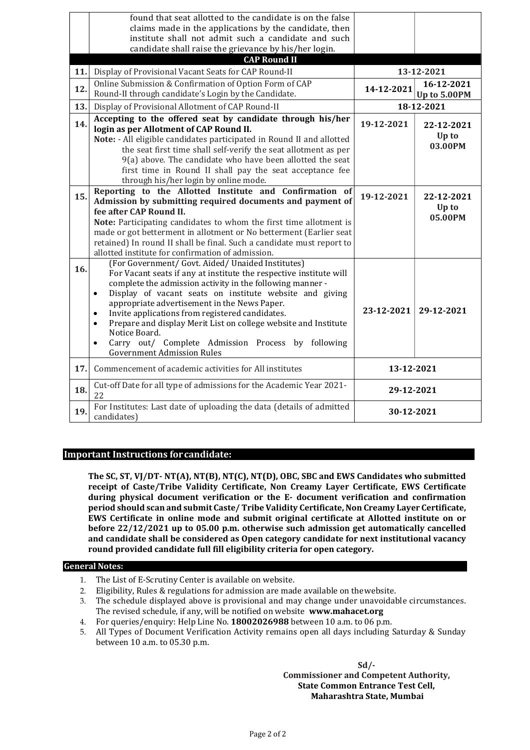| | | | |
|---|---|---|---|
| | found that seat allotted to the candidate is on the false claims made in the applications by the candidate, then institute shall not admit such a candidate and such candidate shall raise the grievance by his/her login. | | |
| | **CAP Round II** | | |
| **11.** | Display of Provisional Vacant Seats for CAP Round-II | **13-12-2021** | |
| **12.** | Online Submission & Confirmation of Option Form of CAP Round-II through candidate's Login by the Candidate. | **14-12-2021** | **16-12-2021 Up to 5.00PM** |
| **13.** | Display of Provisional Allotment of CAP Round-II | **18-12-2021** | |
| **14.** | **Accepting to the offered seat by candidate through his/her login as per Allotment of CAP Round II.** **Note:** - All eligible candidates participated in Round II and allotted the seat first time shall self-verify the seat allotment as per 9(a) above. The candidate who have been allotted the seat first time in Round II shall pay the seat acceptance fee through his/her login by online mode. | **19-12-2021** | **22-12-2021 Up to 03.00PM** |
| **15.** | **Reporting to the Allotted Institute and Confirmation of Admission by submitting required documents and payment of fee after CAP Round II.** **Note:** Participating candidates to whom the first time allotment is made or got betterment in allotment or No betterment (Earlier seat retained) In round II shall be final. Such a candidate must report to allotted institute for confirmation of admission. | **19-12-2021** | **22-12-2021 Up to 05.00PM** |
| **16.** | (For Government/ Govt. Aided/ Unaided Institutes) For Vacant seats if any at institute the respective institute will complete the admission activity in the following manner - • Display of vacant seats on institute website and giving appropriate advertisement in the News Paper. • Invite applications from registered candidates. • Prepare and display Merit List on college website and Institute Notice Board. • Carry out/ Complete Admission Process by following Government Admission Rules | **23-12-2021** | **29-12-2021** |
| **17.** | Commencement of academic activities for All institutes | **13-12-2021** | |
| **18.** | Cut-off Date for all type of admissions for the Academic Year 2021-22 | **29-12-2021** | |
| **19.** | For Institutes: Last date of uploading the data (details of admitted candidates) | **30-12-2021** | |

## Important Instructions for candidate:

**The SC, ST, VJ/DT- NT(A), NT(B), NT(C), NT(D), OBC, SBC and EWS Candidates who submitted receipt of Caste/Tribe Validity Certificate, Non Creamy Layer Certificate, EWS Certificate during physical document verification or the E- document verification and confirmation period should scan and submit Caste/ Tribe Validity Certificate, Non Creamy Layer Certificate, EWS Certificate in online mode and submit original certificate at Allotted institute on or before 22/12/2021 up to 05.00 p.m. otherwise such admission get automatically cancelled and candidate shall be considered as Open category candidate for next institutional vacancy round provided candidate full fill eligibility criteria for open category.**

## General Notes:

1. The List of E-Scrutiny Center is available on website.
2. Eligibility, Rules & regulations for admission are made available on thewebsite.
3. The schedule displayed above is provisional and may change under unavoidable circumstances. The revised schedule, if any, will be notified on website **www.mahacet.org**
4. For queries/enquiry: Help Line No. **18002026988** between 10 a.m. to 06 p.m.
5. All Types of Document Verification Activity remains open all days including Saturday & Sunday between 10 a.m. to 05.30 p.m.

**Sd/-**
**Commissioner and Competent Authority,**
**State Common Entrance Test Cell,**
**Maharashtra State, Mumbai**